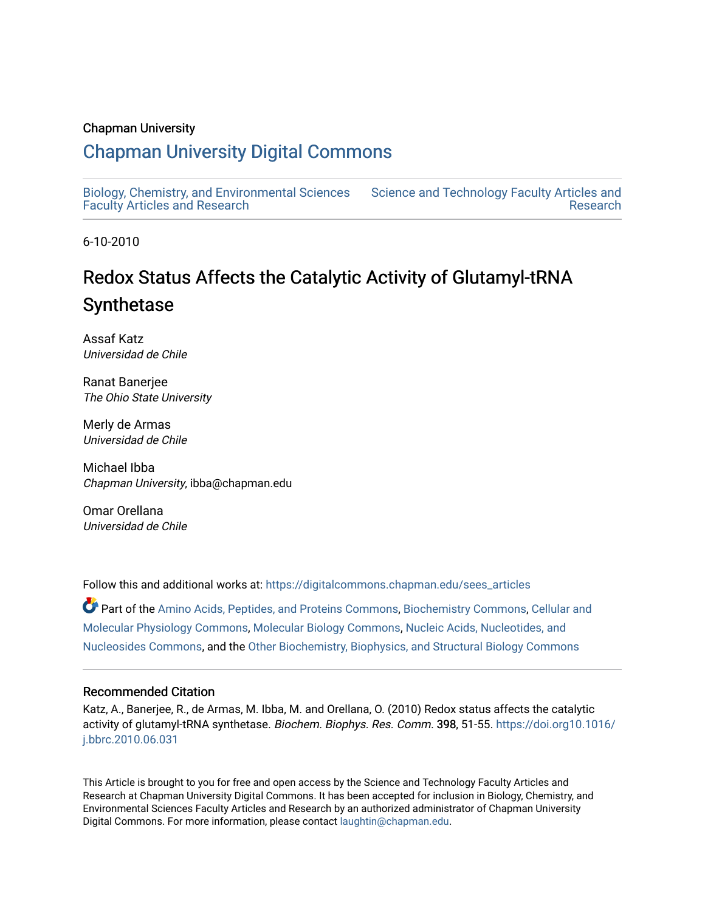Chapman University

# Chapman University Digital Commons

Biology, Chemistry, and Environmental Sciences Faculty Articles and Research

Science and Technology Faculty Articles and Research

6-10-2010

# Redox Status Affects the Catalytic Activity of Glutamyl-tRNA Synthetase

Assaf Katz
*Universidad de Chile*

Ranat Banerjee
*The Ohio State University*

Merly de Armas
*Universidad de Chile*

Michael Ibba
*Chapman University*, ibba@chapman.edu

Omar Orellana
*Universidad de Chile*

Follow this and additional works at: https://digitalcommons.chapman.edu/sees_articles

Part of the Amino Acids, Peptides, and Proteins Commons, Biochemistry Commons, Cellular and Molecular Physiology Commons, Molecular Biology Commons, Nucleic Acids, Nucleotides, and Nucleosides Commons, and the Other Biochemistry, Biophysics, and Structural Biology Commons

### Recommended Citation

Katz, A., Banerjee, R., de Armas, M. Ibba, M. and Orellana, O. (2010) Redox status affects the catalytic activity of glutamyl-tRNA synthetase. *Biochem. Biophys. Res. Comm.* 398, 51-55. https://doi.org10.1016/j.bbrc.2010.06.031

This Article is brought to you for free and open access by the Science and Technology Faculty Articles and Research at Chapman University Digital Commons. It has been accepted for inclusion in Biology, Chemistry, and Environmental Sciences Faculty Articles and Research by an authorized administrator of Chapman University Digital Commons. For more information, please contact laughtin@chapman.edu.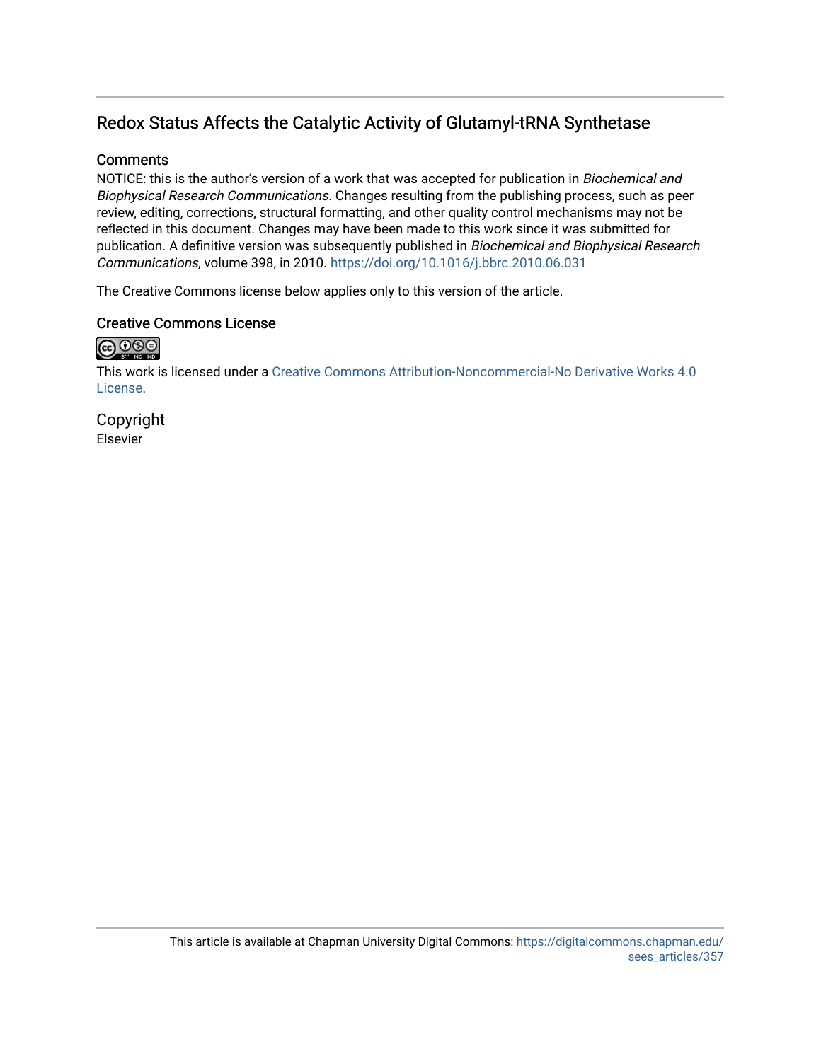## Redox Status Affects the Catalytic Activity of Glutamyl-tRNA Synthetase

### Comments

NOTICE: this is the author's version of a work that was accepted for publication in *Biochemical and Biophysical Research Communications*. Changes resulting from the publishing process, such as peer review, editing, corrections, structural formatting, and other quality control mechanisms may not be reflected in this document. Changes may have been made to this work since it was submitted for publication. A definitive version was subsequently published in *Biochemical and Biophysical Research Communications*, volume 398, in 2010. https://doi.org/10.1016/j.bbrc.2010.06.031

The Creative Commons license below applies only to this version of the article.

### Creative Commons License

This work is licensed under a Creative Commons Attribution-Noncommercial-No Derivative Works 4.0 License.

### Copyright

Elsevier

This article is available at Chapman University Digital Commons: https://digitalcommons.chapman.edu/sees_articles/357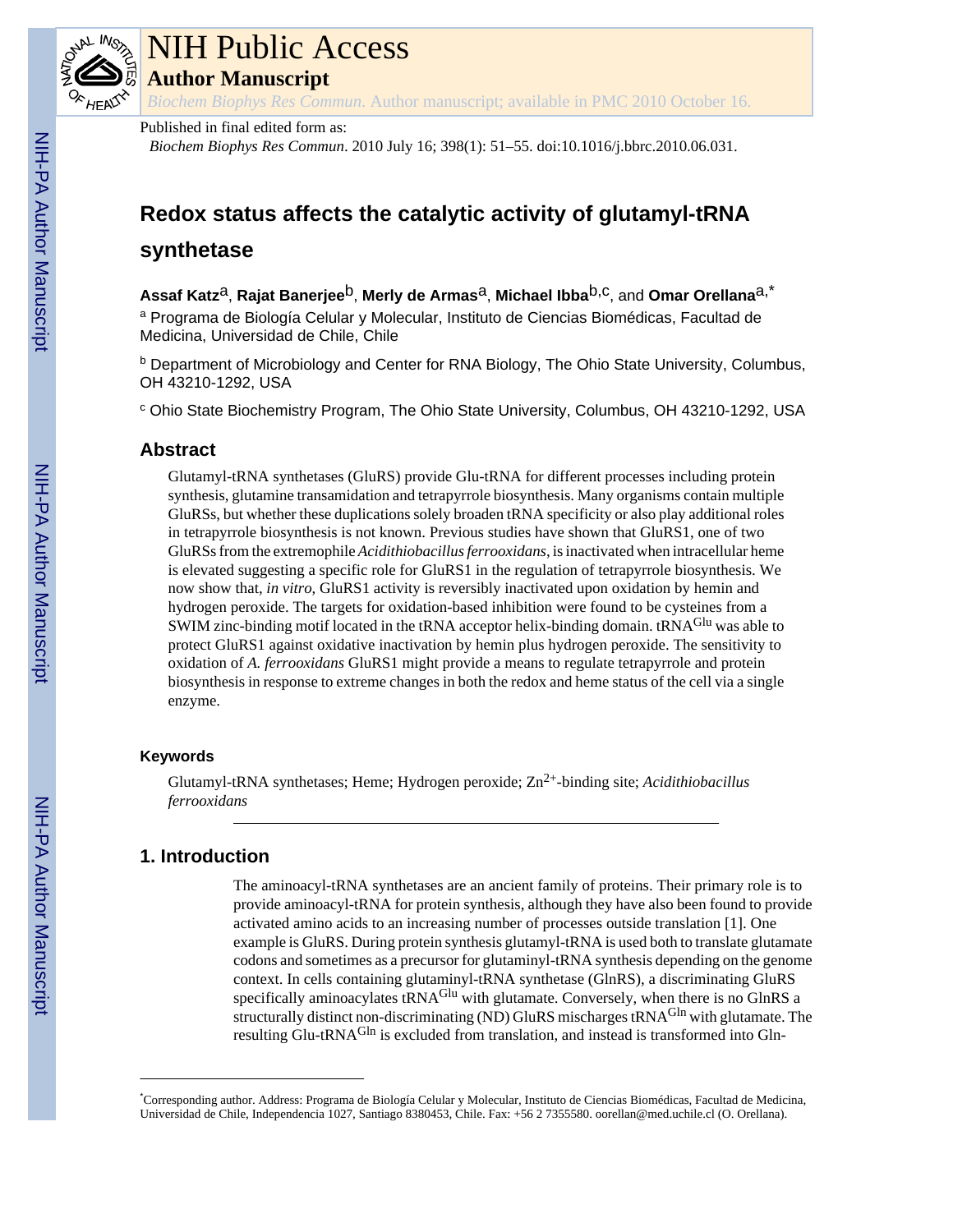# Redox status affects the catalytic activity of glutamyl-tRNA synthetase

**Assaf Katz**[a], **Rajat Banerjee**[b], **Merly de Armas**[a], **Michael Ibba**[b,c], and **Omar Orellana**[a,*]

[a] Programa de Biología Celular y Molecular, Instituto de Ciencias Biomédicas, Facultad de Medicina, Universidad de Chile, Chile

[b] Department of Microbiology and Center for RNA Biology, The Ohio State University, Columbus, OH 43210-1292, USA

[c] Ohio State Biochemistry Program, The Ohio State University, Columbus, OH 43210-1292, USA

## Abstract

Glutamyl-tRNA synthetases (GluRS) provide Glu-tRNA for different processes including protein synthesis, glutamine transamidation and tetrapyrrole biosynthesis. Many organisms contain multiple GluRSs, but whether these duplications solely broaden tRNA specificity or also play additional roles in tetrapyrrole biosynthesis is not known. Previous studies have shown that GluRS1, one of two GluRSs from the extremophile *Acidithiobacillus ferrooxidans*, is inactivated when intracellular heme is elevated suggesting a specific role for GluRS1 in the regulation of tetrapyrrole biosynthesis. We now show that, *in vitro*, GluRS1 activity is reversibly inactivated upon oxidation by hemin and hydrogen peroxide. The targets for oxidation-based inhibition were found to be cysteines from a SWIM zinc-binding motif located in the tRNA acceptor helix-binding domain. $tRNA^{Glu}$ was able to protect GluRS1 against oxidative inactivation by hemin plus hydrogen peroxide. The sensitivity to oxidation of *A. ferrooxidans* GluRS1 might provide a means to regulate tetrapyrrole and protein biosynthesis in response to extreme changes in both the redox and heme status of the cell via a single enzyme.

### Keywords

Glutamyl-tRNA synthetases; Heme; Hydrogen peroxide; $Zn^{2+}$-binding site; *Acidithiobacillus ferrooxidans*

## 1. Introduction

The aminoacyl-tRNA synthetases are an ancient family of proteins. Their primary role is to provide aminoacyl-tRNA for protein synthesis, although they have also been found to provide activated amino acids to an increasing number of processes outside translation [1]. One example is GluRS. During protein synthesis glutamyl-tRNA is used both to translate glutamate codons and sometimes as a precursor for glutaminyl-tRNA synthesis depending on the genome context. In cells containing glutaminyl-tRNA synthetase (GlnRS), a discriminating GluRS specifically aminoacylates $tRNA^{Glu}$ with glutamate. Conversely, when there is no GlnRS a structurally distinct non-discriminating (ND) GluRS mischarges $tRNA^{Gln}$ with glutamate. The resulting $Glu\text{-}tRNA^{Gln}$ is excluded from translation, and instead is transformed into Gln-

*Corresponding author. Address: Programa de Biología Celular y Molecular, Instituto de Ciencias Biomédicas, Facultad de Medicina, Universidad de Chile, Independencia 1027, Santiago 8380453, Chile. Fax: +56 2 7355580. oorellan@med.uchile.cl (O. Orellana).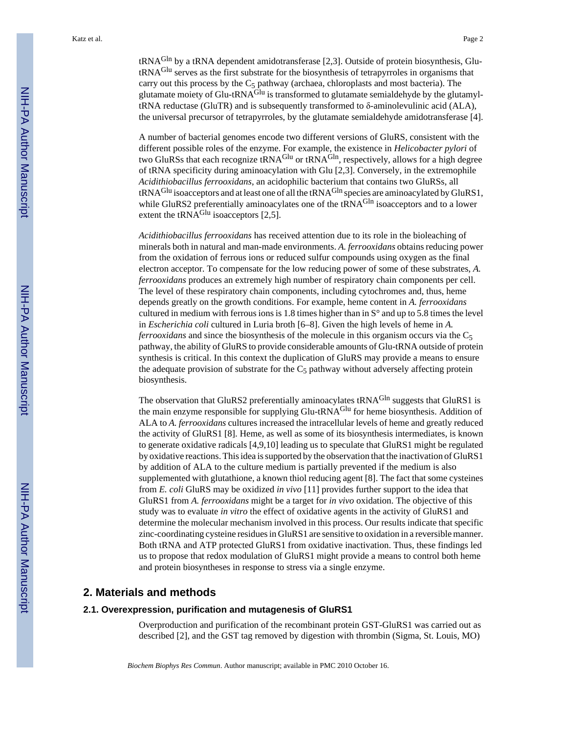tRNA$^{Gln}$ by a tRNA dependent amidotransferase [2,3]. Outside of protein biosynthesis, Glu-tRNA$^{Glu}$ serves as the first substrate for the biosynthesis of tetrapyrroles in organisms that carry out this process by the $C_5$ pathway (archaea, chloroplasts and most bacteria). The glutamate moiety of Glu-tRNA$^{Glu}$ is transformed to glutamate semialdehyde by the glutamyl-tRNA reductase (GluTR) and is subsequently transformed to δ-aminolevulinic acid (ALA), the universal precursor of tetrapyrroles, by the glutamate semialdehyde amidotransferase [4].

A number of bacterial genomes encode two different versions of GluRS, consistent with the different possible roles of the enzyme. For example, the existence in *Helicobacter pylori* of two GluRSs that each recognize tRNA$^{Glu}$ or tRNA$^{Gln}$, respectively, allows for a high degree of tRNA specificity during aminoacylation with Glu [2,3]. Conversely, in the extremophile *Acidithiobacillus ferrooxidans*, an acidophilic bacterium that contains two GluRSs, all tRNA$^{Glu}$ isoacceptors and at least one of all the tRNA$^{Gln}$ species are aminoacylated by GluRS1, while GluRS2 preferentially aminoacylates one of the tRNA$^{Gln}$ isoacceptors and to a lower extent the tRNA$^{Glu}$ isoacceptors [2,5].

*Acidithiobacillus ferrooxidans* has received attention due to its role in the bioleaching of minerals both in natural and man-made environments. *A. ferrooxidans* obtains reducing power from the oxidation of ferrous ions or reduced sulfur compounds using oxygen as the final electron acceptor. To compensate for the low reducing power of some of these substrates, *A. ferrooxidans* produces an extremely high number of respiratory chain components per cell. The level of these respiratory chain components, including cytochromes and, thus, heme depends greatly on the growth conditions. For example, heme content in *A. ferrooxidans* cultured in medium with ferrous ions is 1.8 times higher than in S° and up to 5.8 times the level in *Escherichia coli* cultured in Luria broth [6–8]. Given the high levels of heme in *A. ferrooxidans* and since the biosynthesis of the molecule in this organism occurs via the $C_5$ pathway, the ability of GluRS to provide considerable amounts of Glu-tRNA outside of protein synthesis is critical. In this context the duplication of GluRS may provide a means to ensure the adequate provision of substrate for the $C_5$ pathway without adversely affecting protein biosynthesis.

The observation that GluRS2 preferentially aminoacylates tRNA$^{Gln}$ suggests that GluRS1 is the main enzyme responsible for supplying Glu-tRNA$^{Glu}$ for heme biosynthesis. Addition of ALA to *A. ferrooxidans* cultures increased the intracellular levels of heme and greatly reduced the activity of GluRS1 [8]. Heme, as well as some of its biosynthesis intermediates, is known to generate oxidative radicals [4,9,10] leading us to speculate that GluRS1 might be regulated by oxidative reactions. This idea is supported by the observation that the inactivation of GluRS1 by addition of ALA to the culture medium is partially prevented if the medium is also supplemented with glutathione, a known thiol reducing agent [8]. The fact that some cysteines from *E. coli* GluRS may be oxidized *in vivo* [11] provides further support to the idea that GluRS1 from *A. ferrooxidans* might be a target for *in vivo* oxidation. The objective of this study was to evaluate *in vitro* the effect of oxidative agents in the activity of GluRS1 and determine the molecular mechanism involved in this process. Our results indicate that specific zinc-coordinating cysteine residues in GluRS1 are sensitive to oxidation in a reversible manner. Both tRNA and ATP protected GluRS1 from oxidative inactivation. Thus, these findings led us to propose that redox modulation of GluRS1 might provide a means to control both heme and protein biosyntheses in response to stress via a single enzyme.

## 2. Materials and methods

### 2.1. Overexpression, purification and mutagenesis of GluRS1

Overproduction and purification of the recombinant protein GST-GluRS1 was carried out as described [2], and the GST tag removed by digestion with thrombin (Sigma, St. Louis, MO)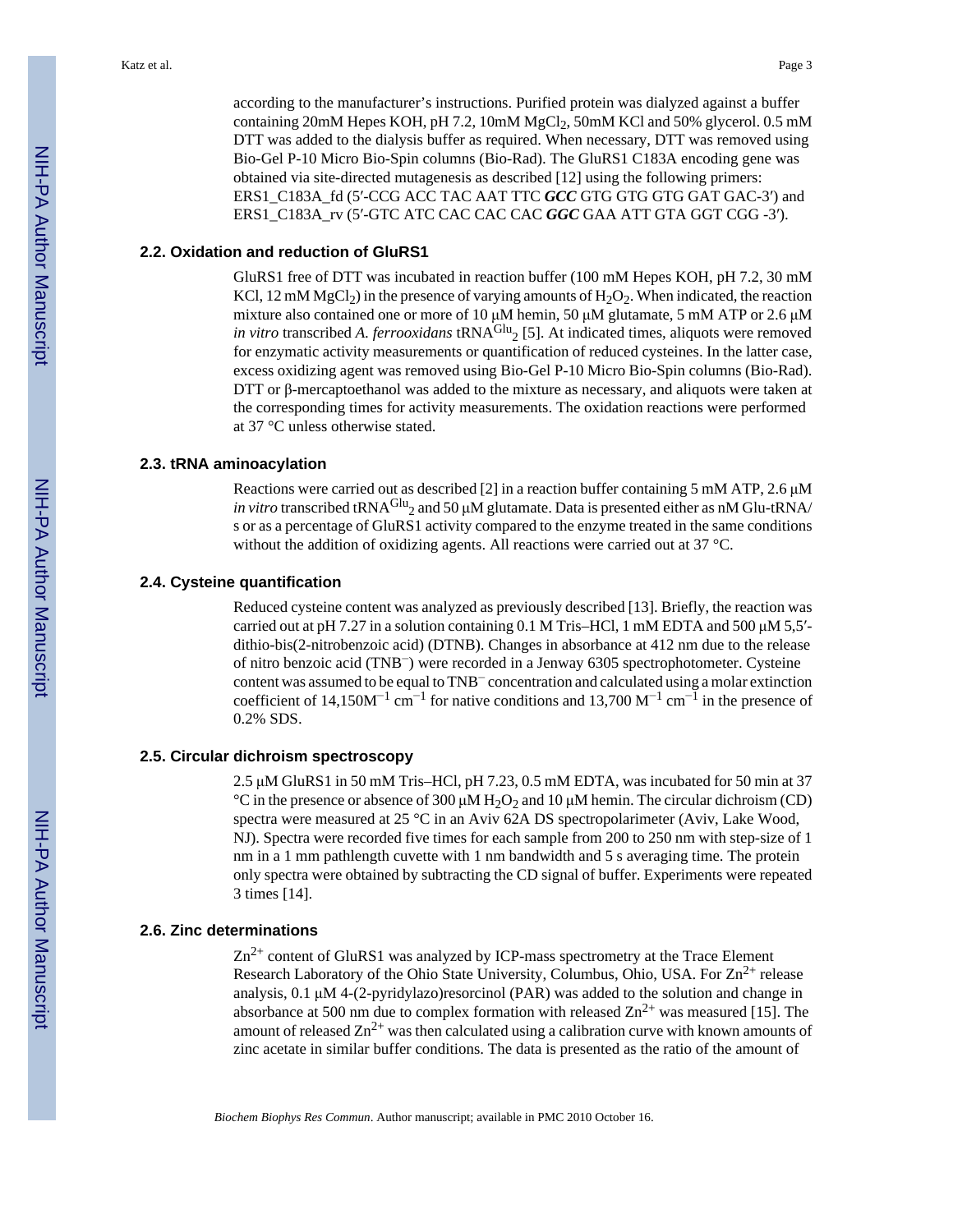according to the manufacturer's instructions. Purified protein was dialyzed against a buffer containing 20mM Hepes KOH, pH 7.2, 10mM $MgCl_2$, 50mM KCl and 50% glycerol. 0.5 mM DTT was added to the dialysis buffer as required. When necessary, DTT was removed using Bio-Gel P-10 Micro Bio-Spin columns (Bio-Rad). The GluRS1 C183A encoding gene was obtained via site-directed mutagenesis as described [12] using the following primers: ERS1_C183A_fd (5′-CCG ACC TAC AAT TTC ***GCC*** GTG GTG GTG GAT GAC-3′) and ERS1_C183A_rv (5′-GTC ATC CAC CAC CAC ***GGC*** GAA ATT GTA GGT CGG -3′).

### 2.2. Oxidation and reduction of GluRS1

GluRS1 free of DTT was incubated in reaction buffer (100 mM Hepes KOH, pH 7.2, 30 mM KCl, 12 mM $MgCl_2$) in the presence of varying amounts of $H_2O_2$. When indicated, the reaction mixture also contained one or more of 10 μM hemin, 50 μM glutamate, 5 mM ATP or 2.6 μM *in vitro* transcribed *A. ferrooxidans* $tRNA^{Glu}_2$ [5]. At indicated times, aliquots were removed for enzymatic activity measurements or quantification of reduced cysteines. In the latter case, excess oxidizing agent was removed using Bio-Gel P-10 Micro Bio-Spin columns (Bio-Rad). DTT or β-mercaptoethanol was added to the mixture as necessary, and aliquots were taken at the corresponding times for activity measurements. The oxidation reactions were performed at 37 °C unless otherwise stated.

### 2.3. tRNA aminoacylation

Reactions were carried out as described [2] in a reaction buffer containing 5 mM ATP, 2.6 μM *in vitro* transcribed $tRNA^{Glu}_2$ and 50 μM glutamate. Data is presented either as nM Glu-tRNA/s or as a percentage of GluRS1 activity compared to the enzyme treated in the same conditions without the addition of oxidizing agents. All reactions were carried out at 37 °C.

### 2.4. Cysteine quantification

Reduced cysteine content was analyzed as previously described [13]. Briefly, the reaction was carried out at pH 7.27 in a solution containing 0.1 M Tris–HCl, 1 mM EDTA and 500 μM 5,5′-dithio-bis(2-nitrobenzoic acid) (DTNB). Changes in absorbance at 412 nm due to the release of nitro benzoic acid ($TNB^-$) were recorded in a Jenway 6305 spectrophotometer. Cysteine content was assumed to be equal to $TNB^-$ concentration and calculated using a molar extinction coefficient of 14,150$M^{-1}$ $cm^{-1}$ for native conditions and 13,700 $M^{-1}$ $cm^{-1}$ in the presence of 0.2% SDS.

### 2.5. Circular dichroism spectroscopy

2.5 μM GluRS1 in 50 mM Tris–HCl, pH 7.23, 0.5 mM EDTA, was incubated for 50 min at 37 °C in the presence or absence of 300 μM $H_2O_2$ and 10 μM hemin. The circular dichroism (CD) spectra were measured at 25 °C in an Aviv 62A DS spectropolarimeter (Aviv, Lake Wood, NJ). Spectra were recorded five times for each sample from 200 to 250 nm with step-size of 1 nm in a 1 mm pathlength cuvette with 1 nm bandwidth and 5 s averaging time. The protein only spectra were obtained by subtracting the CD signal of buffer. Experiments were repeated 3 times [14].

### 2.6. Zinc determinations

$Zn^{2+}$ content of GluRS1 was analyzed by ICP-mass spectrometry at the Trace Element Research Laboratory of the Ohio State University, Columbus, Ohio, USA. For $Zn^{2+}$ release analysis, 0.1 μM 4-(2-pyridylazo)resorcinol (PAR) was added to the solution and change in absorbance at 500 nm due to complex formation with released $Zn^{2+}$ was measured [15]. The amount of released $Zn^{2+}$ was then calculated using a calibration curve with known amounts of zinc acetate in similar buffer conditions. The data is presented as the ratio of the amount of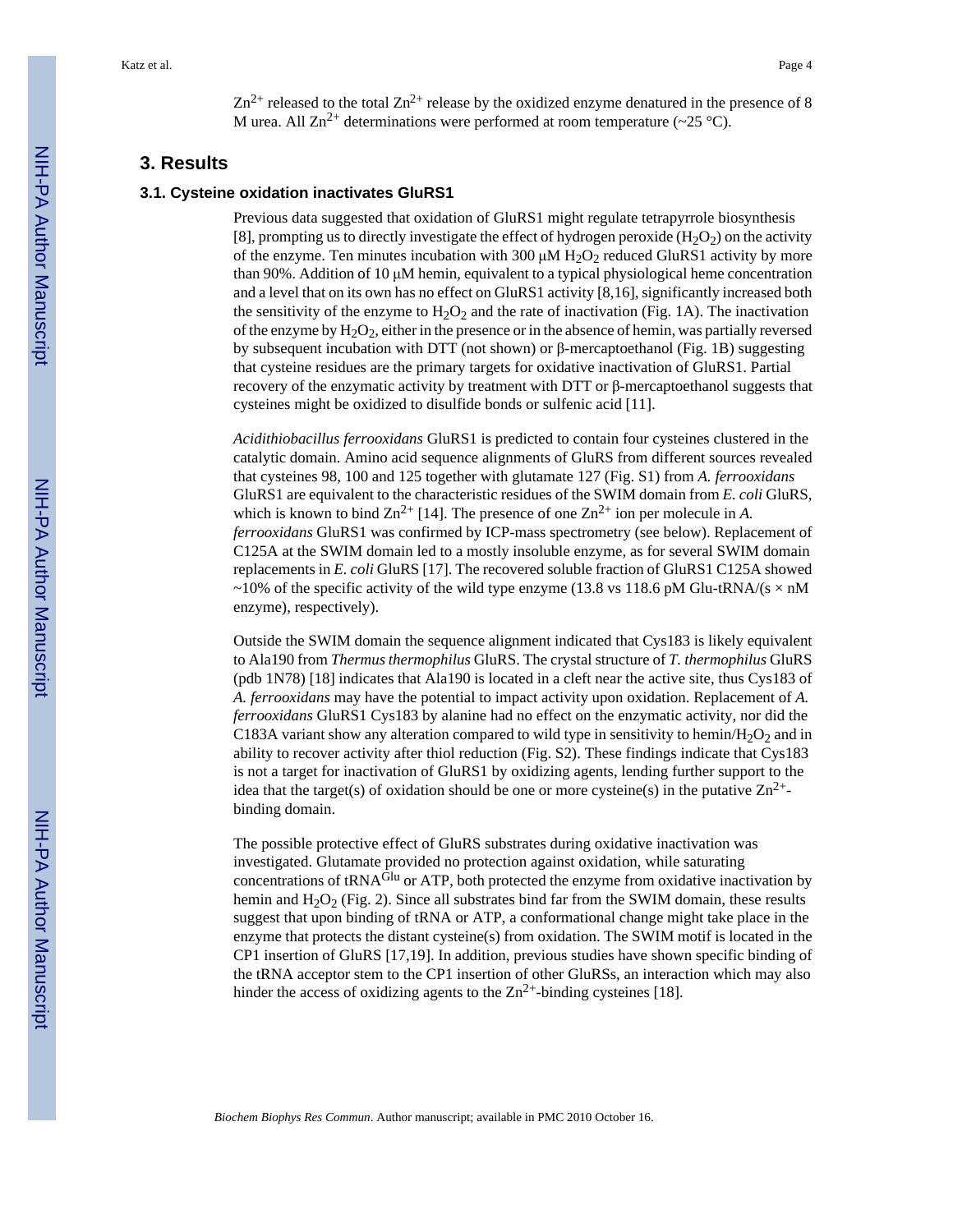$Zn^{2+}$ released to the total $Zn^{2+}$ release by the oxidized enzyme denatured in the presence of 8 M urea. All $Zn^{2+}$ determinations were performed at room temperature (~25 °C).

## 3. Results

### 3.1. Cysteine oxidation inactivates GluRS1

Previous data suggested that oxidation of GluRS1 might regulate tetrapyrrole biosynthesis [8], prompting us to directly investigate the effect of hydrogen peroxide ($H_2O_2$) on the activity of the enzyme. Ten minutes incubation with 300 μM $H_2O_2$ reduced GluRS1 activity by more than 90%. Addition of 10 μM hemin, equivalent to a typical physiological heme concentration and a level that on its own has no effect on GluRS1 activity [8,16], significantly increased both the sensitivity of the enzyme to $H_2O_2$ and the rate of inactivation (Fig. 1A). The inactivation of the enzyme by $H_2O_2$, either in the presence or in the absence of hemin, was partially reversed by subsequent incubation with DTT (not shown) or β-mercaptoethanol (Fig. 1B) suggesting that cysteine residues are the primary targets for oxidative inactivation of GluRS1. Partial recovery of the enzymatic activity by treatment with DTT or β-mercaptoethanol suggests that cysteines might be oxidized to disulfide bonds or sulfenic acid [11].

*Acidithiobacillus ferrooxidans* GluRS1 is predicted to contain four cysteines clustered in the catalytic domain. Amino acid sequence alignments of GluRS from different sources revealed that cysteines 98, 100 and 125 together with glutamate 127 (Fig. S1) from *A. ferrooxidans* GluRS1 are equivalent to the characteristic residues of the SWIM domain from *E. coli* GluRS, which is known to bind $Zn^{2+}$ [14]. The presence of one $Zn^{2+}$ ion per molecule in *A. ferrooxidans* GluRS1 was confirmed by ICP-mass spectrometry (see below). Replacement of C125A at the SWIM domain led to a mostly insoluble enzyme, as for several SWIM domain replacements in *E. coli* GluRS [17]. The recovered soluble fraction of GluRS1 C125A showed ~10% of the specific activity of the wild type enzyme (13.8 vs 118.6 pM Glu-tRNA/(s × nM enzyme), respectively).

Outside the SWIM domain the sequence alignment indicated that Cys183 is likely equivalent to Ala190 from *Thermus thermophilus* GluRS. The crystal structure of *T. thermophilus* GluRS (pdb 1N78) [18] indicates that Ala190 is located in a cleft near the active site, thus Cys183 of *A. ferrooxidans* may have the potential to impact activity upon oxidation. Replacement of *A. ferrooxidans* GluRS1 Cys183 by alanine had no effect on the enzymatic activity, nor did the C183A variant show any alteration compared to wild type in sensitivity to hemin/$H_2O_2$ and in ability to recover activity after thiol reduction (Fig. S2). These findings indicate that Cys183 is not a target for inactivation of GluRS1 by oxidizing agents, lending further support to the idea that the target(s) of oxidation should be one or more cysteine(s) in the putative $Zn^{2+}$-binding domain.

The possible protective effect of GluRS substrates during oxidative inactivation was investigated. Glutamate provided no protection against oxidation, while saturating concentrations of $tRNA^{Glu}$ or ATP, both protected the enzyme from oxidative inactivation by hemin and $H_2O_2$ (Fig. 2). Since all substrates bind far from the SWIM domain, these results suggest that upon binding of tRNA or ATP, a conformational change might take place in the enzyme that protects the distant cysteine(s) from oxidation. The SWIM motif is located in the CP1 insertion of GluRS [17,19]. In addition, previous studies have shown specific binding of the tRNA acceptor stem to the CP1 insertion of other GluRSs, an interaction which may also hinder the access of oxidizing agents to the $Zn^{2+}$-binding cysteines [18].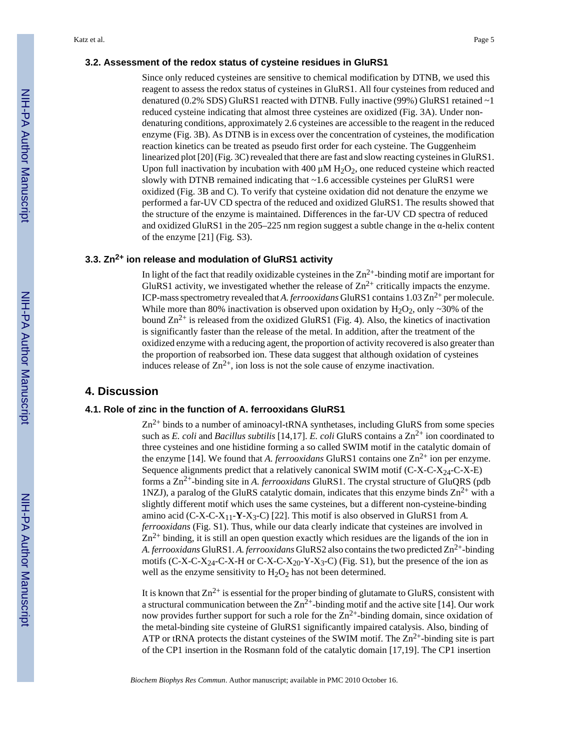### 3.2. Assessment of the redox status of cysteine residues in GluRS1

Since only reduced cysteines are sensitive to chemical modification by DTNB, we used this reagent to assess the redox status of cysteines in GluRS1. All four cysteines from reduced and denatured (0.2% SDS) GluRS1 reacted with DTNB. Fully inactive (99%) GluRS1 retained ~1 reduced cysteine indicating that almost three cysteines are oxidized (Fig. 3A). Under non-denaturing conditions, approximately 2.6 cysteines are accessible to the reagent in the reduced enzyme (Fig. 3B). As DTNB is in excess over the concentration of cysteines, the modification reaction kinetics can be treated as pseudo first order for each cysteine. The Guggenheim linearized plot [20] (Fig. 3C) revealed that there are fast and slow reacting cysteines in GluRS1. Upon full inactivation by incubation with 400 μM $H_2O_2$, one reduced cysteine which reacted slowly with DTNB remained indicating that ~1.6 accessible cysteines per GluRS1 were oxidized (Fig. 3B and C). To verify that cysteine oxidation did not denature the enzyme we performed a far-UV CD spectra of the reduced and oxidized GluRS1. The results showed that the structure of the enzyme is maintained. Differences in the far-UV CD spectra of reduced and oxidized GluRS1 in the 205–225 nm region suggest a subtle change in the α-helix content of the enzyme [21] (Fig. S3).

### 3.3. $Zn^{2+}$ ion release and modulation of GluRS1 activity

In light of the fact that readily oxidizable cysteines in the $Zn^{2+}$-binding motif are important for GluRS1 activity, we investigated whether the release of $Zn^{2+}$ critically impacts the enzyme. ICP-mass spectrometry revealed that *A. ferrooxidans* GluRS1 contains 1.03 $Zn^{2+}$ per molecule. While more than 80% inactivation is observed upon oxidation by $H_2O_2$, only ~30% of the bound $Zn^{2+}$ is released from the oxidized GluRS1 (Fig. 4). Also, the kinetics of inactivation is significantly faster than the release of the metal. In addition, after the treatment of the oxidized enzyme with a reducing agent, the proportion of activity recovered is also greater than the proportion of reabsorbed ion. These data suggest that although oxidation of cysteines induces release of $Zn^{2+}$, ion loss is not the sole cause of enzyme inactivation.

## 4. Discussion

### 4.1. Role of zinc in the function of A. ferrooxidans GluRS1

$Zn^{2+}$ binds to a number of aminoacyl-tRNA synthetases, including GluRS from some species such as *E. coli* and *Bacillus subtilis* [14,17]. *E. coli* GluRS contains a $Zn^{2+}$ ion coordinated to three cysteines and one histidine forming a so called SWIM motif in the catalytic domain of the enzyme [14]. We found that *A. ferrooxidans* GluRS1 contains one $Zn^{2+}$ ion per enzyme. Sequence alignments predict that a relatively canonical SWIM motif (C-X-C-$X_{24}$-C-X-E) forms a $Zn^{2+}$-binding site in *A. ferrooxidans* GluRS1. The crystal structure of GluQRS (pdb 1NZJ), a paralog of the GluRS catalytic domain, indicates that this enzyme binds $Zn^{2+}$ with a slightly different motif which uses the same cysteines, but a different non-cysteine-binding amino acid (C-X-C-$X_{11}$-**Y**-$X_3$-C) [22]. This motif is also observed in GluRS1 from *A. ferrooxidans* (Fig. S1). Thus, while our data clearly indicate that cysteines are involved in $Zn^{2+}$ binding, it is still an open question exactly which residues are the ligands of the ion in *A. ferrooxidans* GluRS1. *A. ferrooxidans* GluRS2 also contains the two predicted $Zn^{2+}$-binding motifs (C-X-C-$X_{24}$-C-X-H or C-X-C-$X_{20}$-Y-$X_3$-C) (Fig. S1), but the presence of the ion as well as the enzyme sensitivity to $H_2O_2$ has not been determined.

It is known that $Zn^{2+}$ is essential for the proper binding of glutamate to GluRS, consistent with a structural communication between the $Zn^{2+}$-binding motif and the active site [14]. Our work now provides further support for such a role for the $Zn^{2+}$-binding domain, since oxidation of the metal-binding site cysteine of GluRS1 significantly impaired catalysis. Also, binding of ATP or tRNA protects the distant cysteines of the SWIM motif. The $Zn^{2+}$-binding site is part of the CP1 insertion in the Rosmann fold of the catalytic domain [17,19]. The CP1 insertion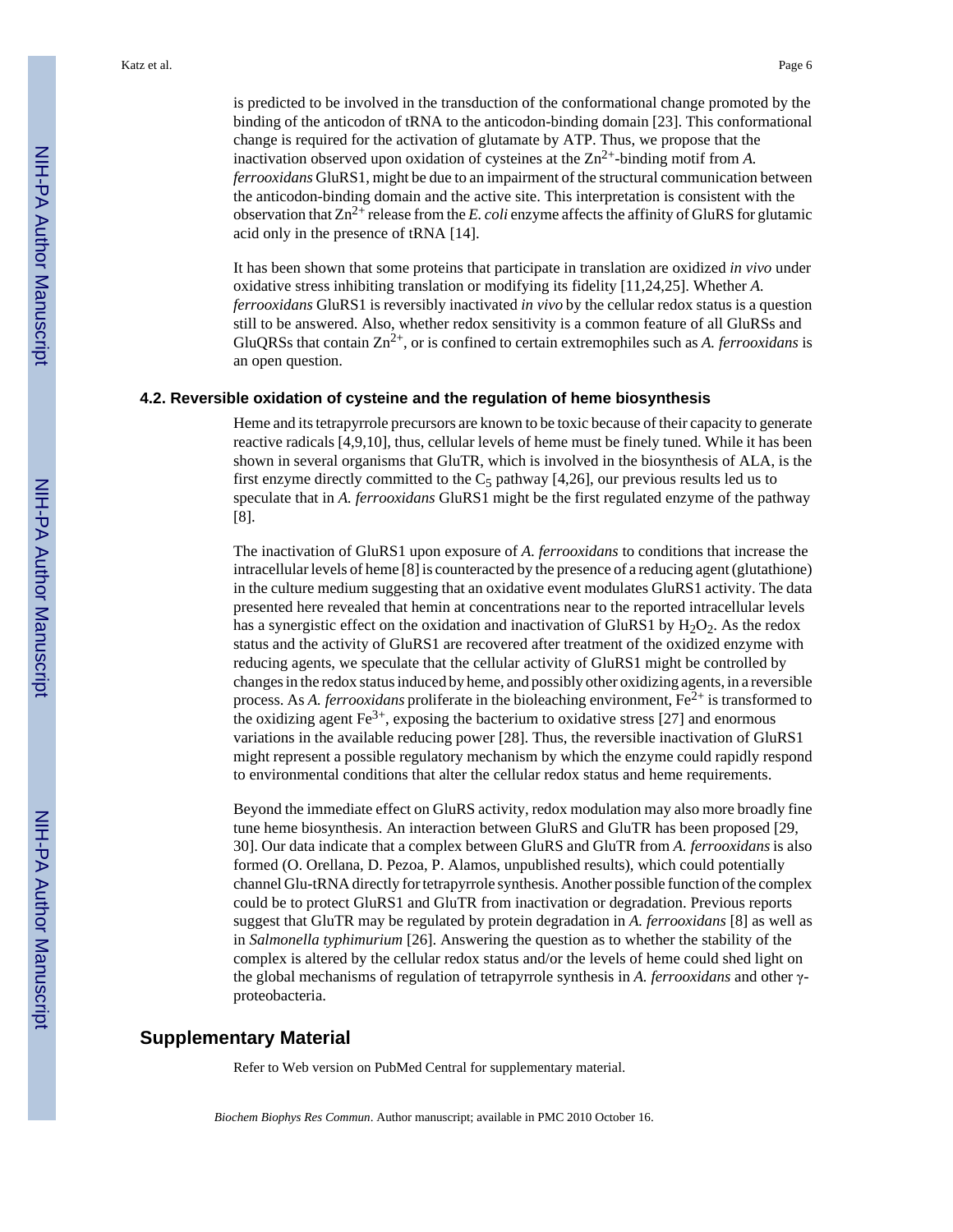is predicted to be involved in the transduction of the conformational change promoted by the binding of the anticodon of tRNA to the anticodon-binding domain [23]. This conformational change is required for the activation of glutamate by ATP. Thus, we propose that the inactivation observed upon oxidation of cysteines at the $Zn^{2+}$-binding motif from *A. ferrooxidans* GluRS1, might be due to an impairment of the structural communication between the anticodon-binding domain and the active site. This interpretation is consistent with the observation that $Zn^{2+}$ release from the *E. coli* enzyme affects the affinity of GluRS for glutamic acid only in the presence of tRNA [14].

It has been shown that some proteins that participate in translation are oxidized *in vivo* under oxidative stress inhibiting translation or modifying its fidelity [11,24,25]. Whether *A. ferrooxidans* GluRS1 is reversibly inactivated *in vivo* by the cellular redox status is a question still to be answered. Also, whether redox sensitivity is a common feature of all GluRSs and GluQRSs that contain $Zn^{2+}$, or is confined to certain extremophiles such as *A. ferrooxidans* is an open question.

### 4.2. Reversible oxidation of cysteine and the regulation of heme biosynthesis

Heme and its tetrapyrrole precursors are known to be toxic because of their capacity to generate reactive radicals [4,9,10], thus, cellular levels of heme must be finely tuned. While it has been shown in several organisms that GluTR, which is involved in the biosynthesis of ALA, is the first enzyme directly committed to the $C_5$ pathway [4,26], our previous results led us to speculate that in *A. ferrooxidans* GluRS1 might be the first regulated enzyme of the pathway [8].

The inactivation of GluRS1 upon exposure of *A. ferrooxidans* to conditions that increase the intracellular levels of heme [8] is counteracted by the presence of a reducing agent (glutathione) in the culture medium suggesting that an oxidative event modulates GluRS1 activity. The data presented here revealed that hemin at concentrations near to the reported intracellular levels has a synergistic effect on the oxidation and inactivation of GluRS1 by $H_2O_2$. As the redox status and the activity of GluRS1 are recovered after treatment of the oxidized enzyme with reducing agents, we speculate that the cellular activity of GluRS1 might be controlled by changes in the redox status induced by heme, and possibly other oxidizing agents, in a reversible process. As *A. ferrooxidans* proliferate in the bioleaching environment, $Fe^{2+}$ is transformed to the oxidizing agent $Fe^{3+}$, exposing the bacterium to oxidative stress [27] and enormous variations in the available reducing power [28]. Thus, the reversible inactivation of GluRS1 might represent a possible regulatory mechanism by which the enzyme could rapidly respond to environmental conditions that alter the cellular redox status and heme requirements.

Beyond the immediate effect on GluRS activity, redox modulation may also more broadly fine tune heme biosynthesis. An interaction between GluRS and GluTR has been proposed [29, 30]. Our data indicate that a complex between GluRS and GluTR from *A. ferrooxidans* is also formed (O. Orellana, D. Pezoa, P. Alamos, unpublished results), which could potentially channel Glu-tRNA directly for tetrapyrrole synthesis. Another possible function of the complex could be to protect GluRS1 and GluTR from inactivation or degradation. Previous reports suggest that GluTR may be regulated by protein degradation in *A. ferrooxidans* [8] as well as in *Salmonella typhimurium* [26]. Answering the question as to whether the stability of the complex is altered by the cellular redox status and/or the levels of heme could shed light on the global mechanisms of regulation of tetrapyrrole synthesis in *A. ferrooxidans* and other γ-proteobacteria.

## Supplementary Material

Refer to Web version on PubMed Central for supplementary material.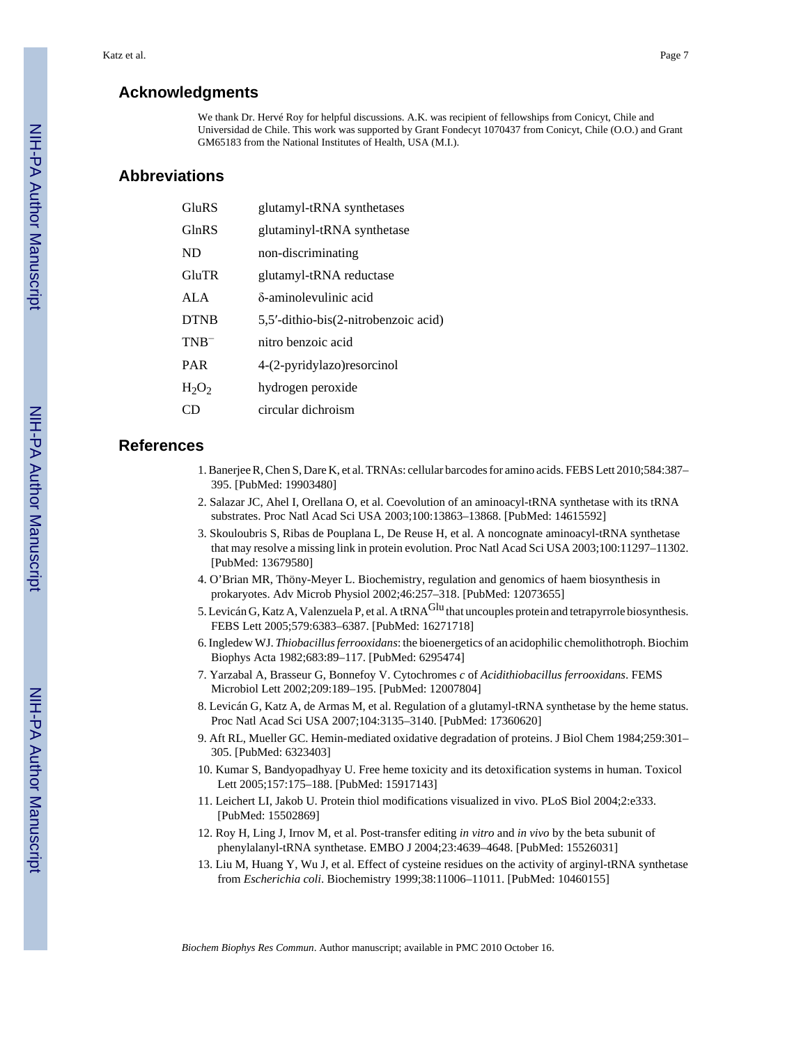## Acknowledgments

We thank Dr. Hervé Roy for helpful discussions. A.K. was recipient of fellowships from Conicyt, Chile and Universidad de Chile. This work was supported by Grant Fondecyt 1070437 from Conicyt, Chile (O.O.) and Grant GM65183 from the National Institutes of Health, USA (M.I.).

## Abbreviations

| | |
|---|---|
| GluRS | glutamyl-tRNA synthetases |
| GlnRS | glutaminyl-tRNA synthetase |
| ND | non-discriminating |
| GluTR | glutamyl-tRNA reductase |
| ALA | δ-aminolevulinic acid |
| DTNB | 5,5′-dithio-bis(2-nitrobenzoic acid) |
| $TNB^-$ | nitro benzoic acid |
| PAR | 4-(2-pyridylazo)resorcinol |
| $H_2O_2$ | hydrogen peroxide |
| CD | circular dichroism |

## References

1. Banerjee R, Chen S, Dare K, et al. TRNAs: cellular barcodes for amino acids. FEBS Lett 2010;584:387–395. [PubMed: 19903480]
2. Salazar JC, Ahel I, Orellana O, et al. Coevolution of an aminoacyl-tRNA synthetase with its tRNA substrates. Proc Natl Acad Sci USA 2003;100:13863–13868. [PubMed: 14615592]
3. Skouloubris S, Ribas de Pouplana L, De Reuse H, et al. A noncognate aminoacyl-tRNA synthetase that may resolve a missing link in protein evolution. Proc Natl Acad Sci USA 2003;100:11297–11302. [PubMed: 13679580]
4. O'Brian MR, Thöny-Meyer L. Biochemistry, regulation and genomics of haem biosynthesis in prokaryotes. Adv Microb Physiol 2002;46:257–318. [PubMed: 12073655]
5. Levicán G, Katz A, Valenzuela P, et al. A $tRNA^{Glu}$ that uncouples protein and tetrapyrrole biosynthesis. FEBS Lett 2005;579:6383–6387. [PubMed: 16271718]
6. Ingledew WJ. *Thiobacillus ferrooxidans*: the bioenergetics of an acidophilic chemolithotroph. Biochim Biophys Acta 1982;683:89–117. [PubMed: 6295474]
7. Yarzabal A, Brasseur G, Bonnefoy V. Cytochromes *c* of *Acidithiobacillus ferrooxidans*. FEMS Microbiol Lett 2002;209:189–195. [PubMed: 12007804]
8. Levicán G, Katz A, de Armas M, et al. Regulation of a glutamyl-tRNA synthetase by the heme status. Proc Natl Acad Sci USA 2007;104:3135–3140. [PubMed: 17360620]
9. Aft RL, Mueller GC. Hemin-mediated oxidative degradation of proteins. J Biol Chem 1984;259:301–305. [PubMed: 6323403]
10. Kumar S, Bandyopadhyay U. Free heme toxicity and its detoxification systems in human. Toxicol Lett 2005;157:175–188. [PubMed: 15917143]
11. Leichert LI, Jakob U. Protein thiol modifications visualized in vivo. PLoS Biol 2004;2:e333. [PubMed: 15502869]
12. Roy H, Ling J, Irnov M, et al. Post-transfer editing *in vitro* and *in vivo* by the beta subunit of phenylalanyl-tRNA synthetase. EMBO J 2004;23:4639–4648. [PubMed: 15526031]
13. Liu M, Huang Y, Wu J, et al. Effect of cysteine residues on the activity of arginyl-tRNA synthetase from *Escherichia coli*. Biochemistry 1999;38:11006–11011. [PubMed: 10460155]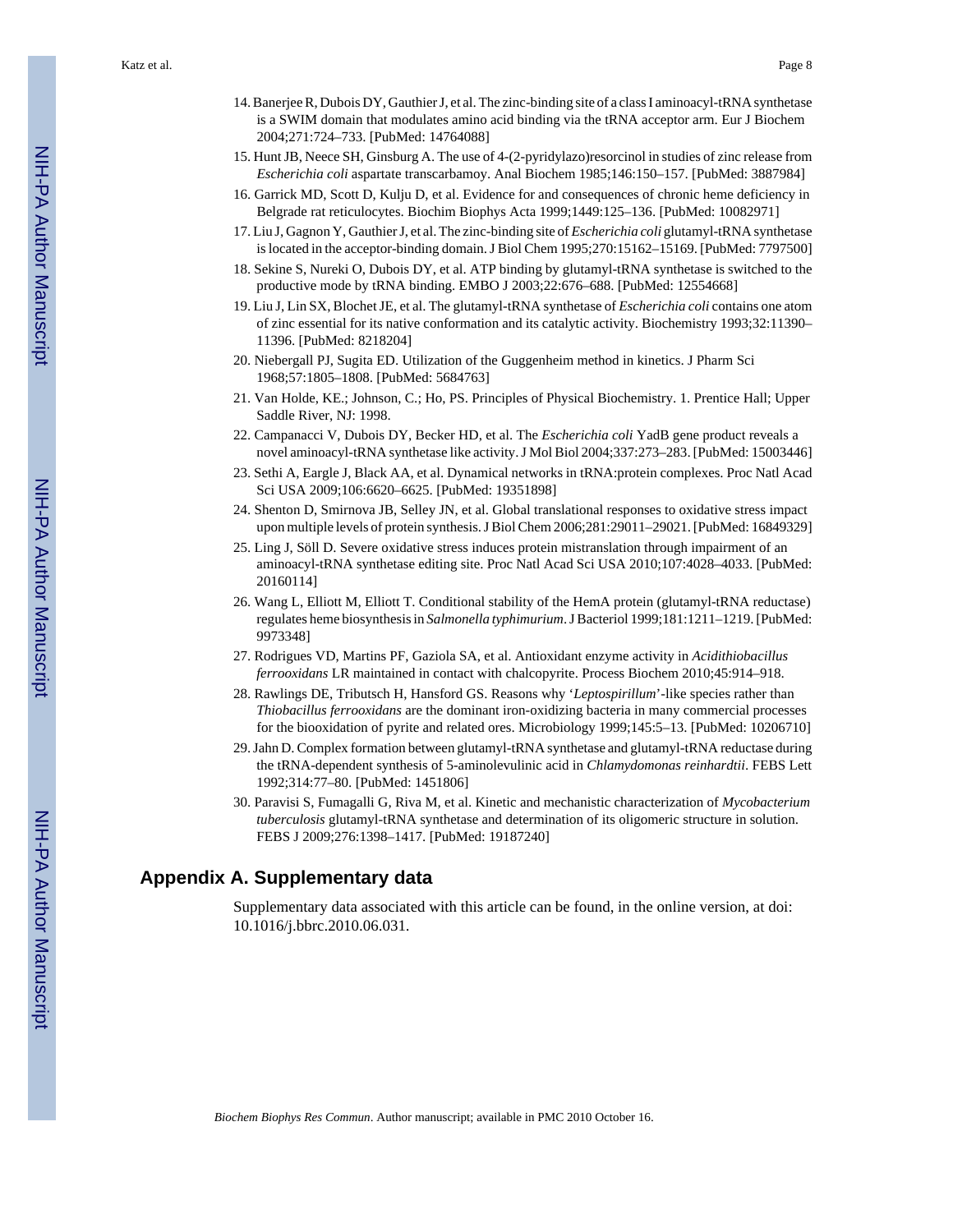14. Banerjee R, Dubois DY, Gauthier J, et al. The zinc-binding site of a class I aminoacyl-tRNA synthetase is a SWIM domain that modulates amino acid binding via the tRNA acceptor arm. Eur J Biochem 2004;271:724–733. [PubMed: 14764088]
15. Hunt JB, Neece SH, Ginsburg A. The use of 4-(2-pyridylazo)resorcinol in studies of zinc release from *Escherichia coli* aspartate transcarbamoy. Anal Biochem 1985;146:150–157. [PubMed: 3887984]
16. Garrick MD, Scott D, Kulju D, et al. Evidence for and consequences of chronic heme deficiency in Belgrade rat reticulocytes. Biochim Biophys Acta 1999;1449:125–136. [PubMed: 10082971]
17. Liu J, Gagnon Y, Gauthier J, et al. The zinc-binding site of *Escherichia coli* glutamyl-tRNA synthetase is located in the acceptor-binding domain. J Biol Chem 1995;270:15162–15169. [PubMed: 7797500]
18. Sekine S, Nureki O, Dubois DY, et al. ATP binding by glutamyl-tRNA synthetase is switched to the productive mode by tRNA binding. EMBO J 2003;22:676–688. [PubMed: 12554668]
19. Liu J, Lin SX, Blochet JE, et al. The glutamyl-tRNA synthetase of *Escherichia coli* contains one atom of zinc essential for its native conformation and its catalytic activity. Biochemistry 1993;32:11390–11396. [PubMed: 8218204]
20. Niebergall PJ, Sugita ED. Utilization of the Guggenheim method in kinetics. J Pharm Sci 1968;57:1805–1808. [PubMed: 5684763]
21. Van Holde, KE.; Johnson, C.; Ho, PS. Principles of Physical Biochemistry. 1. Prentice Hall; Upper Saddle River, NJ: 1998.
22. Campanacci V, Dubois DY, Becker HD, et al. The *Escherichia coli* YadB gene product reveals a novel aminoacyl-tRNA synthetase like activity. J Mol Biol 2004;337:273–283. [PubMed: 15003446]
23. Sethi A, Eargle J, Black AA, et al. Dynamical networks in tRNA:protein complexes. Proc Natl Acad Sci USA 2009;106:6620–6625. [PubMed: 19351898]
24. Shenton D, Smirnova JB, Selley JN, et al. Global translational responses to oxidative stress impact upon multiple levels of protein synthesis. J Biol Chem 2006;281:29011–29021. [PubMed: 16849329]
25. Ling J, Söll D. Severe oxidative stress induces protein mistranslation through impairment of an aminoacyl-tRNA synthetase editing site. Proc Natl Acad Sci USA 2010;107:4028–4033. [PubMed: 20160114]
26. Wang L, Elliott M, Elliott T. Conditional stability of the HemA protein (glutamyl-tRNA reductase) regulates heme biosynthesis in *Salmonella typhimurium*. J Bacteriol 1999;181:1211–1219. [PubMed: 9973348]
27. Rodrigues VD, Martins PF, Gaziola SA, et al. Antioxidant enzyme activity in *Acidithiobacillus ferrooxidans* LR maintained in contact with chalcopyrite. Process Biochem 2010;45:914–918.
28. Rawlings DE, Tributsch H, Hansford GS. Reasons why '*Leptospirillum*'-like species rather than *Thiobacillus ferrooxidans* are the dominant iron-oxidizing bacteria in many commercial processes for the biooxidation of pyrite and related ores. Microbiology 1999;145:5–13. [PubMed: 10206710]
29. Jahn D. Complex formation between glutamyl-tRNA synthetase and glutamyl-tRNA reductase during the tRNA-dependent synthesis of 5-aminolevulinic acid in *Chlamydomonas reinhardtii*. FEBS Lett 1992;314:77–80. [PubMed: 1451806]
30. Paravisi S, Fumagalli G, Riva M, et al. Kinetic and mechanistic characterization of *Mycobacterium tuberculosis* glutamyl-tRNA synthetase and determination of its oligomeric structure in solution. FEBS J 2009;276:1398–1417. [PubMed: 19187240]

## Appendix A. Supplementary data

Supplementary data associated with this article can be found, in the online version, at doi: 10.1016/j.bbrc.2010.06.031.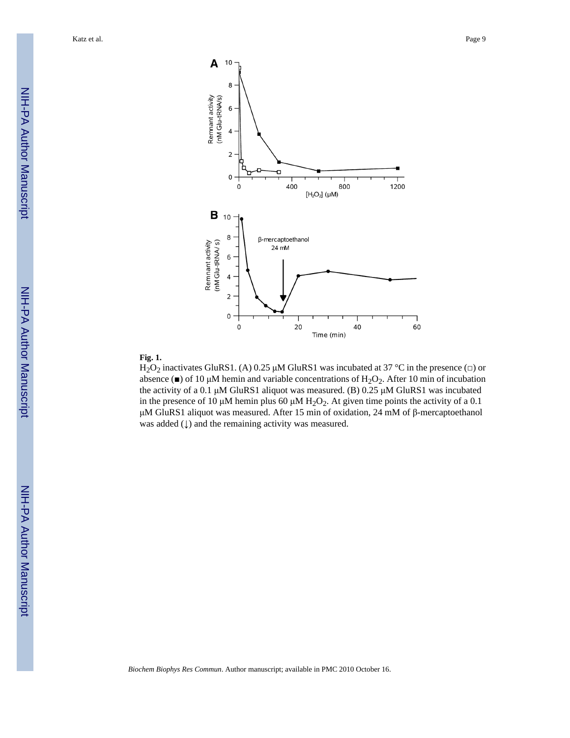**Fig. 1.**

$H_2O_2$ inactivates GluRS1. (A) 0.25 μM GluRS1 was incubated at 37 °C in the presence (□) or absence (■) of 10 μM hemin and variable concentrations of $H_2O_2$. After 10 min of incubation the activity of a 0.1 μM GluRS1 aliquot was measured. (B) 0.25 μM GluRS1 was incubated in the presence of 10 μM hemin plus 60 μM $H_2O_2$. At given time points the activity of a 0.1 μM GluRS1 aliquot was measured. After 15 min of oxidation, 24 mM of β-mercaptoethanol was added (↓) and the remaining activity was measured.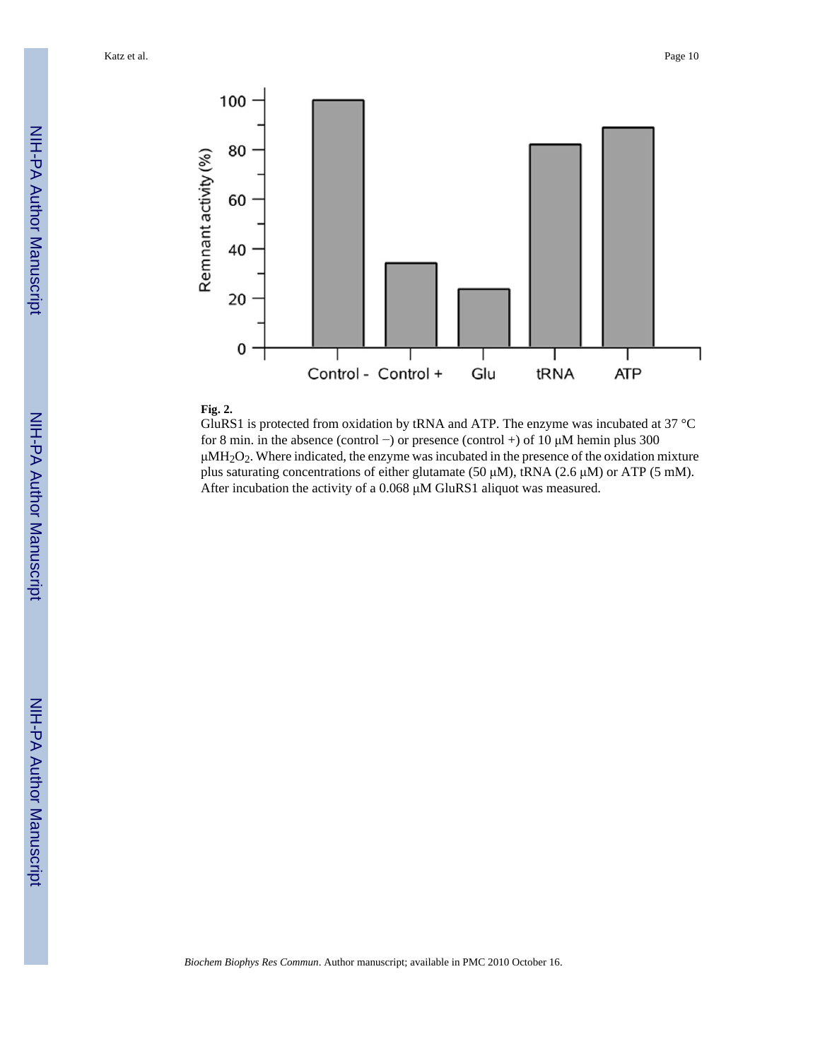**Fig. 2.**

GluRS1 is protected from oxidation by tRNA and ATP. The enzyme was incubated at 37 °C for 8 min. in the absence (control −) or presence (control +) of 10 μM hemin plus 300 μM $H_2O_2$. Where indicated, the enzyme was incubated in the presence of the oxidation mixture plus saturating concentrations of either glutamate (50 μM), tRNA (2.6 μM) or ATP (5 mM). After incubation the activity of a 0.068 μM GluRS1 aliquot was measured.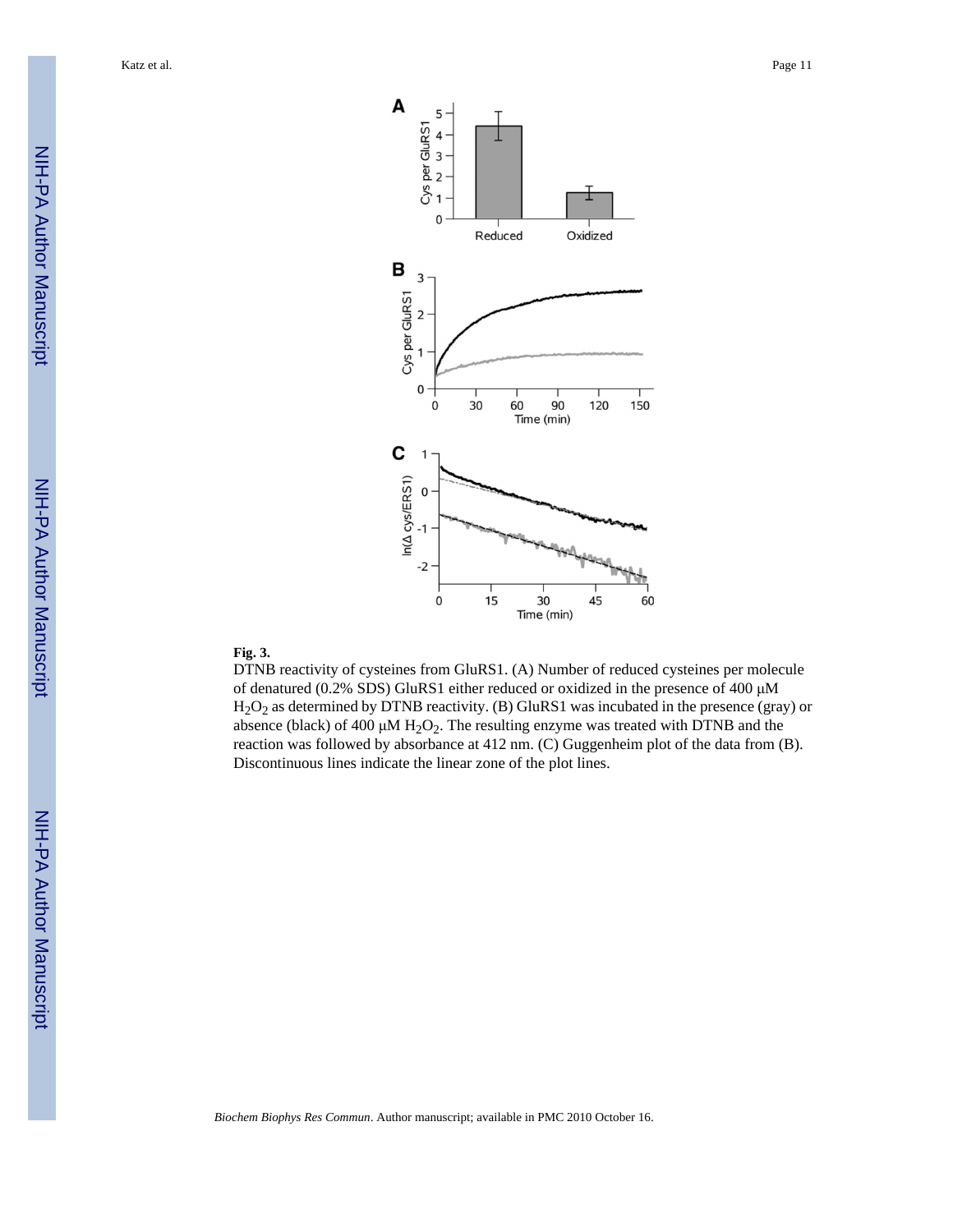**Fig. 3.**

DTNB reactivity of cysteines from GluRS1. (A) Number of reduced cysteines per molecule of denatured (0.2% SDS) GluRS1 either reduced or oxidized in the presence of 400 μM $H_2O_2$ as determined by DTNB reactivity. (B) GluRS1 was incubated in the presence (gray) or absence (black) of 400 μM $H_2O_2$. The resulting enzyme was treated with DTNB and the reaction was followed by absorbance at 412 nm. (C) Guggenheim plot of the data from (B). Discontinuous lines indicate the linear zone of the plot lines.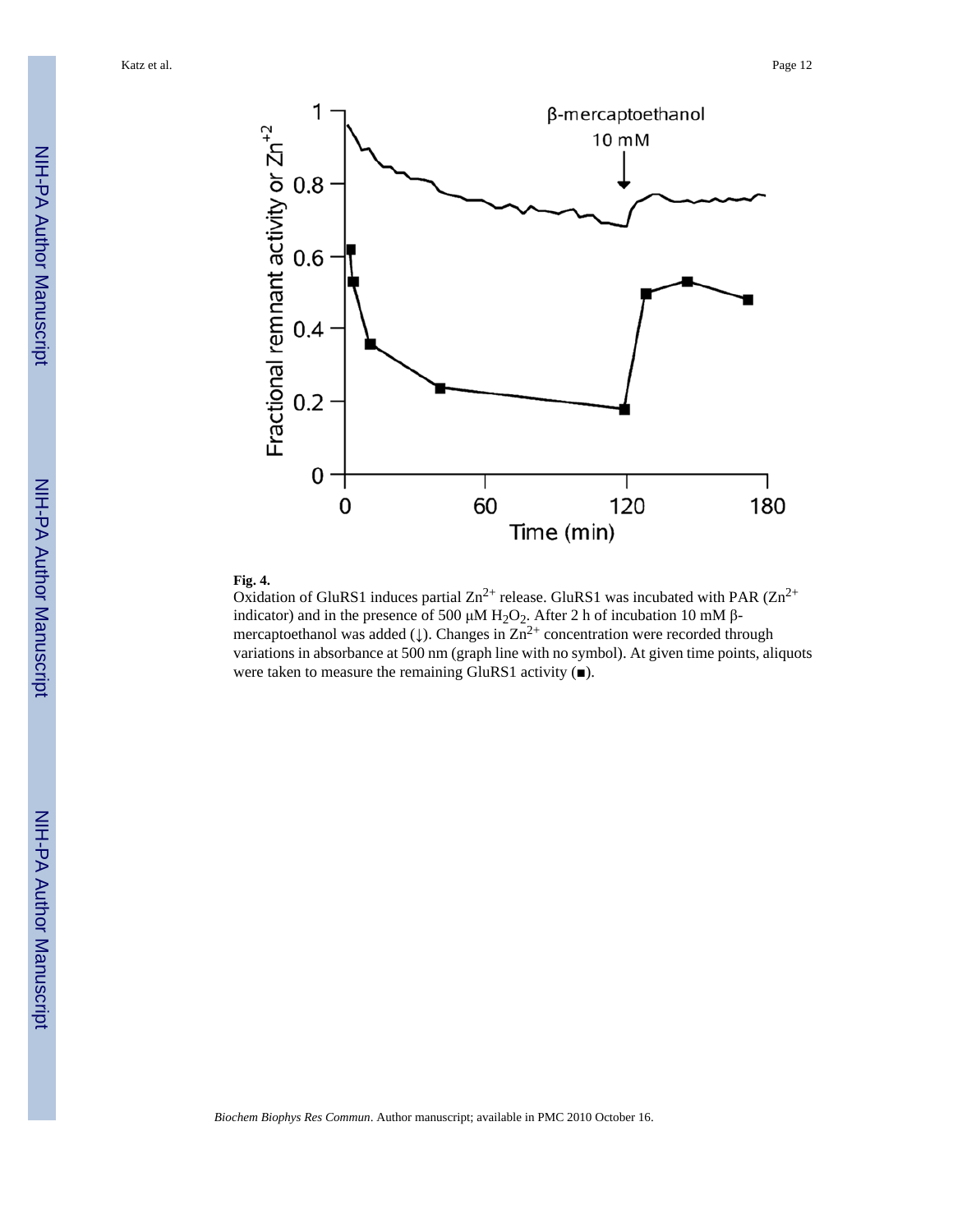β-mercaptoethanol
10 mM

Fractional remnant activity or $Zn^{+2}$

1
0.8
0.6
0.4
0.2
0

0
60
120
180

Time (min)

**Fig. 4.**

Oxidation of GluRS1 induces partial $Zn^{2+}$ release. GluRS1 was incubated with PAR ($Zn^{2+}$ indicator) and in the presence of 500 μM $H_2O_2$. After 2 h of incubation 10 mM β-mercaptoethanol was added (↓). Changes in $Zn^{2+}$ concentration were recorded through variations in absorbance at 500 nm (graph line with no symbol). At given time points, aliquots were taken to measure the remaining GluRS1 activity (■).